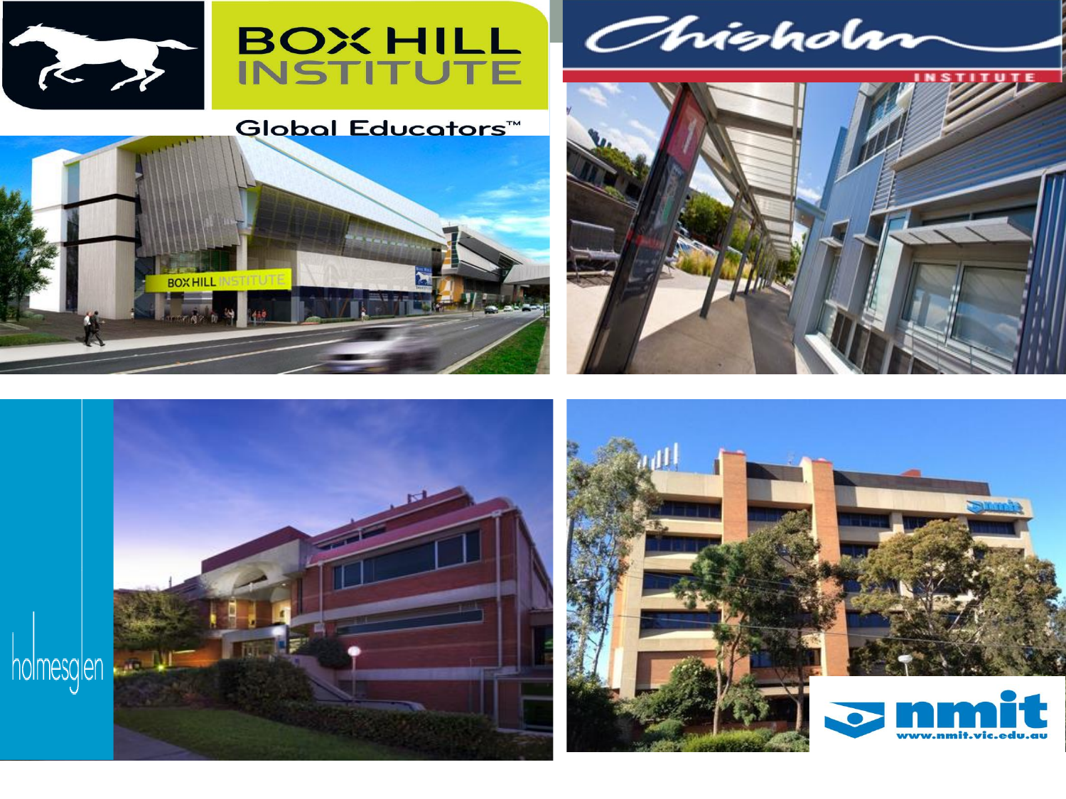BOX HILL INSTITUTE

Global Educators™

Chisholm INSTITUTE

holmesglen

nmit

www.nmit.vic.edu.au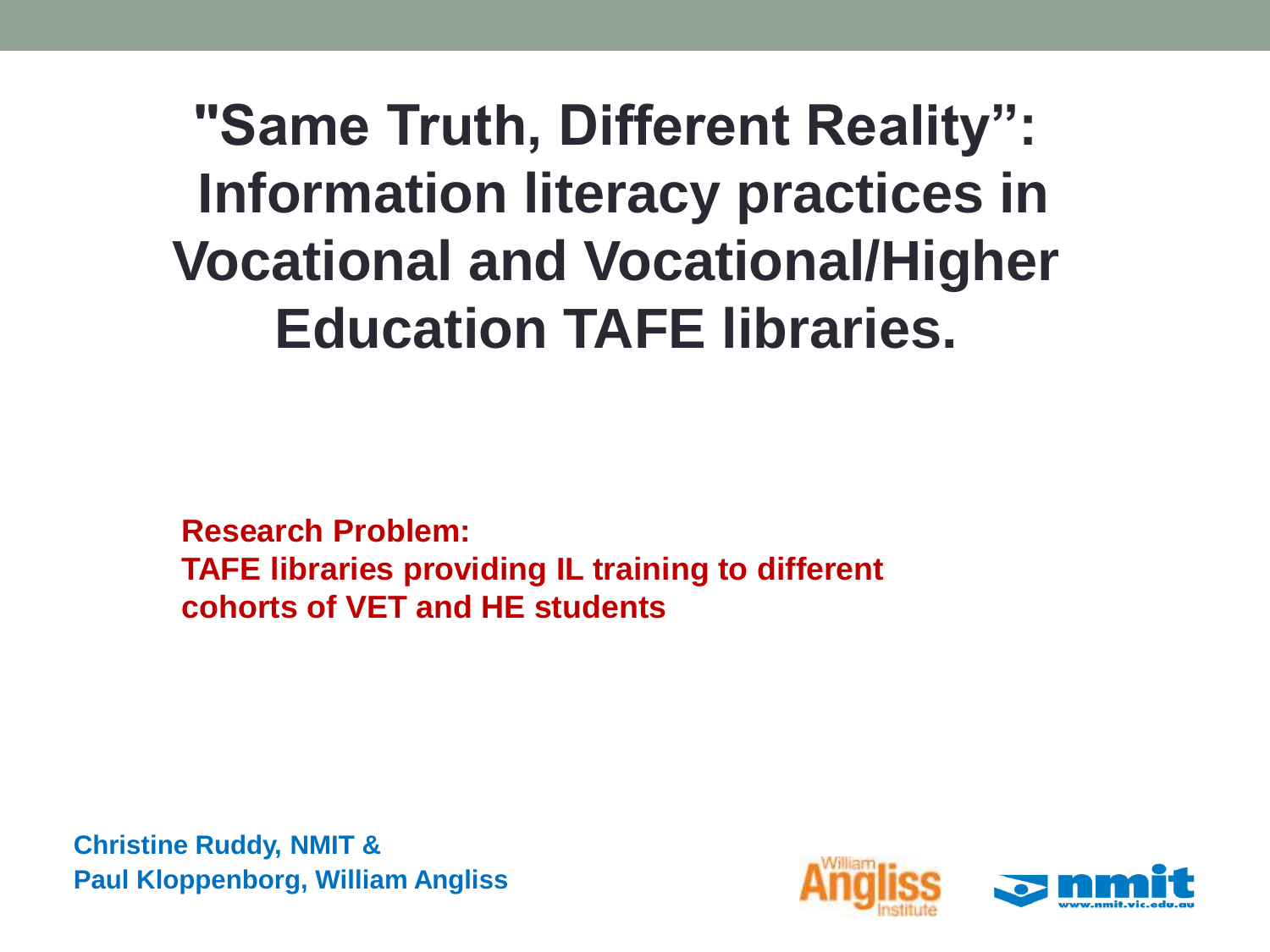# "Same Truth, Different Reality": Information literacy practices in Vocational and Vocational/Higher Education TAFE libraries.

**Research Problem:**
**TAFE libraries providing IL training to different cohorts of VET and HE students**

**Christine Ruddy, NMIT &**
**Paul Kloppenborg, William Angliss**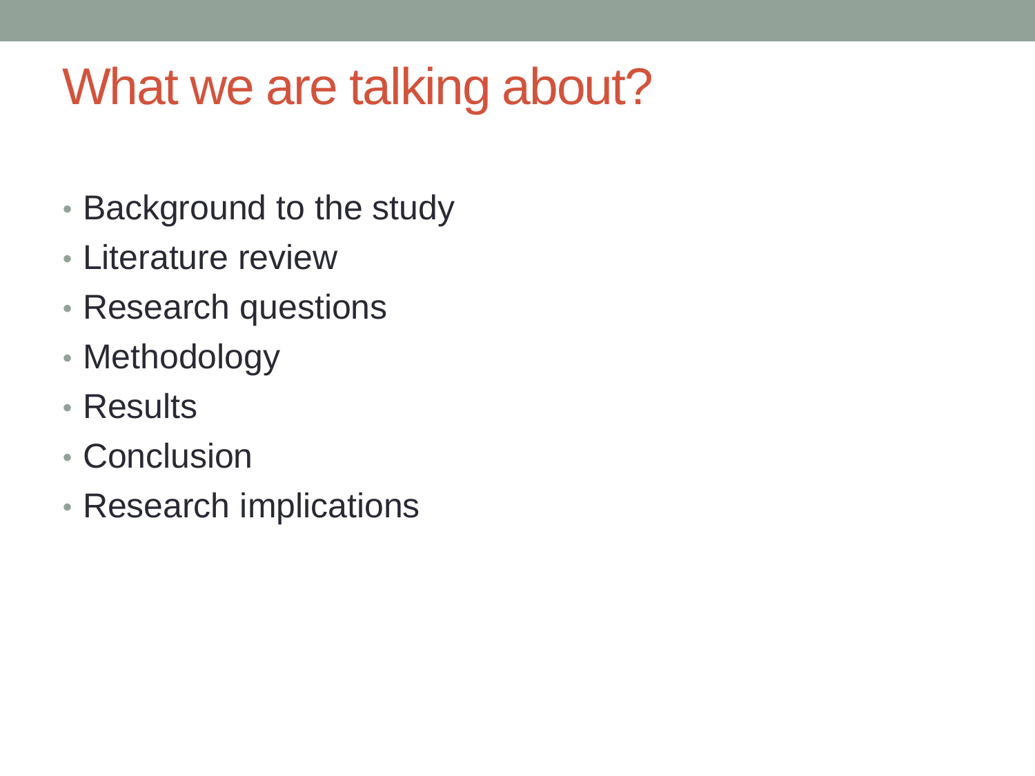# What we are talking about?

- Background to the study
- Literature review
- Research questions
- Methodology
- Results
- Conclusion
- Research implications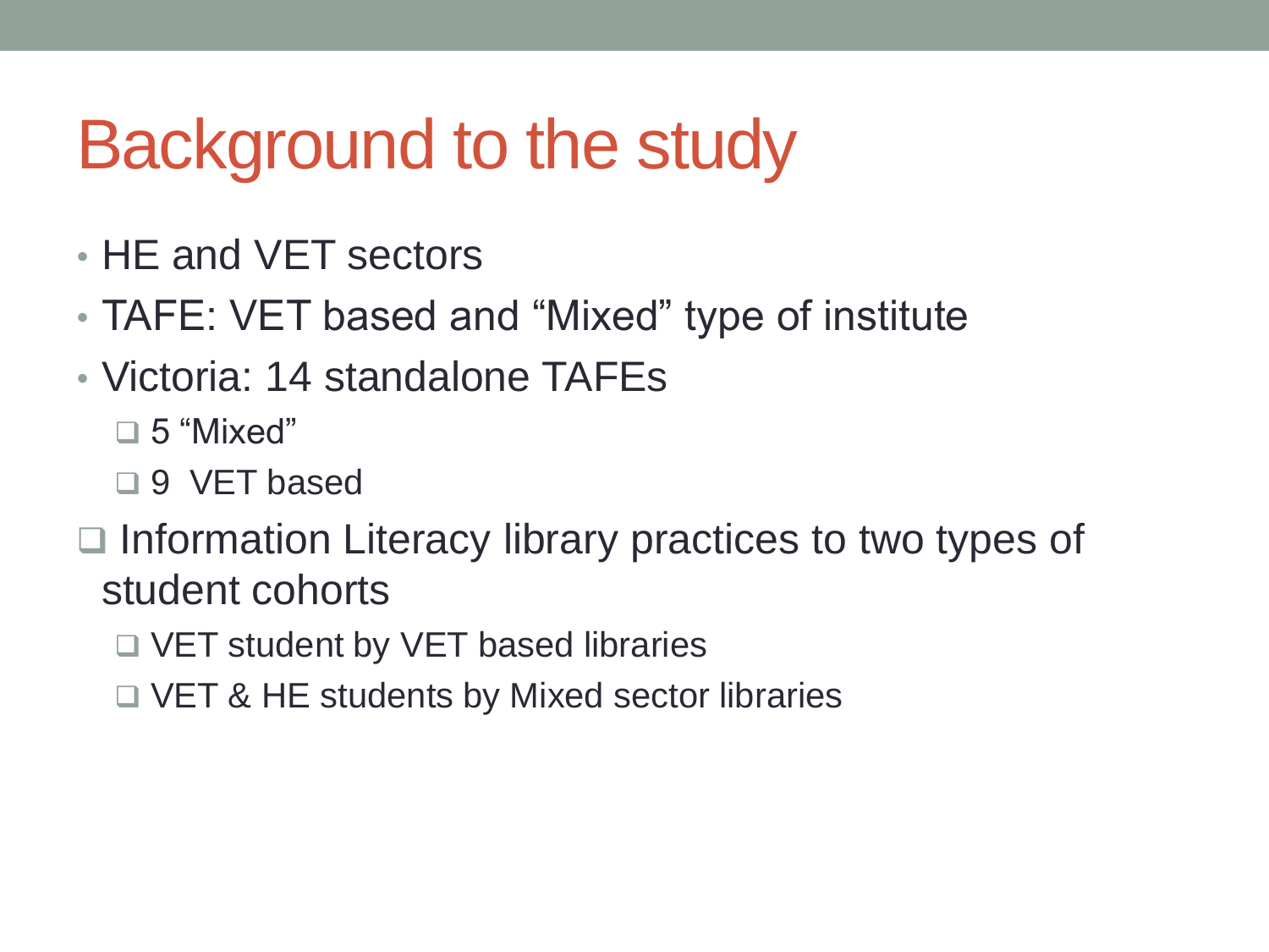# Background to the study

- HE and VET sectors
- TAFE: VET based and "Mixed" type of institute
- Victoria: 14 standalone TAFEs
  - 5 "Mixed"
  - 9 VET based
- Information Literacy library practices to two types of student cohorts
  - VET student by VET based libraries
  - VET & HE students by Mixed sector libraries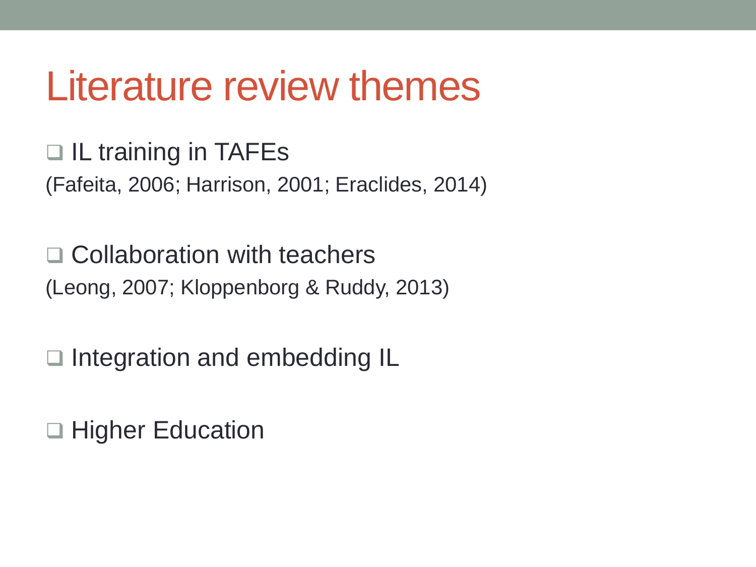# Literature review themes

- IL training in TAFEs

(Fafeita, 2006; Harrison, 2001; Eraclides, 2014)

- Collaboration with teachers

(Leong, 2007; Kloppenborg & Ruddy, 2013)

- Integration and embedding IL

- Higher Education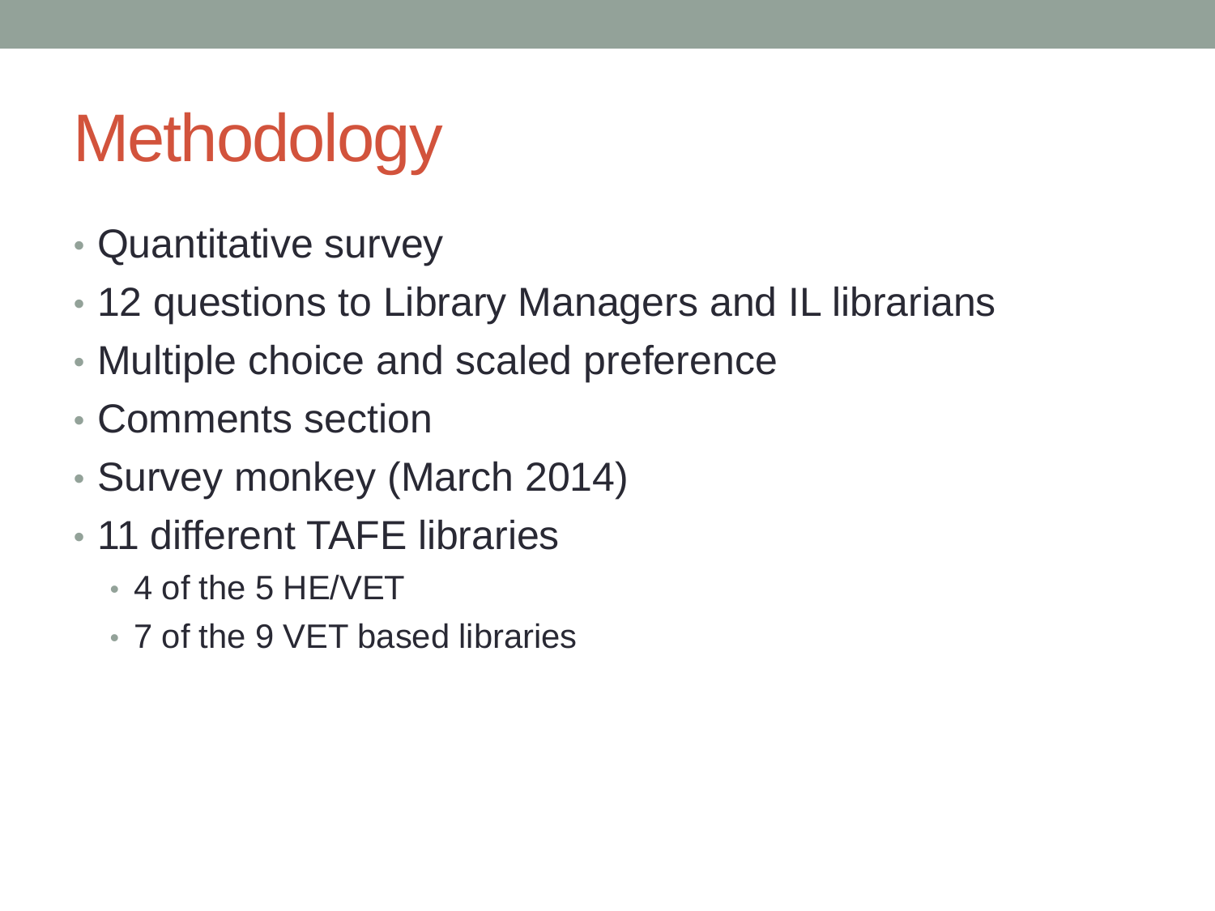# Methodology

- Quantitative survey
- 12 questions to Library Managers and IL librarians
- Multiple choice and scaled preference
- Comments section
- Survey monkey (March 2014)
- 11 different TAFE libraries
  - 4 of the 5 HE/VET
  - 7 of the 9 VET based libraries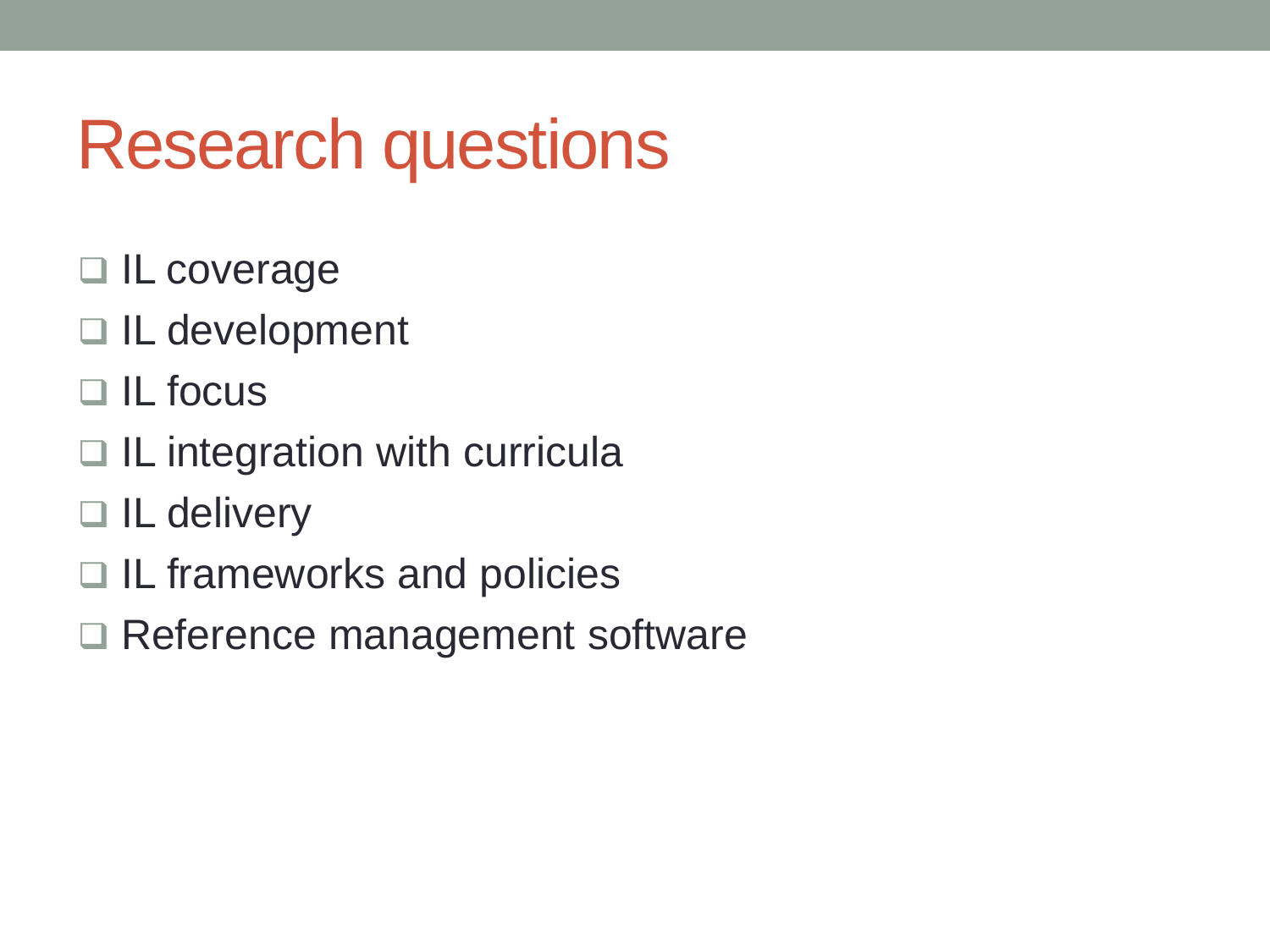# Research questions

- IL coverage
- IL development
- IL focus
- IL integration with curricula
- IL delivery
- IL frameworks and policies
- Reference management software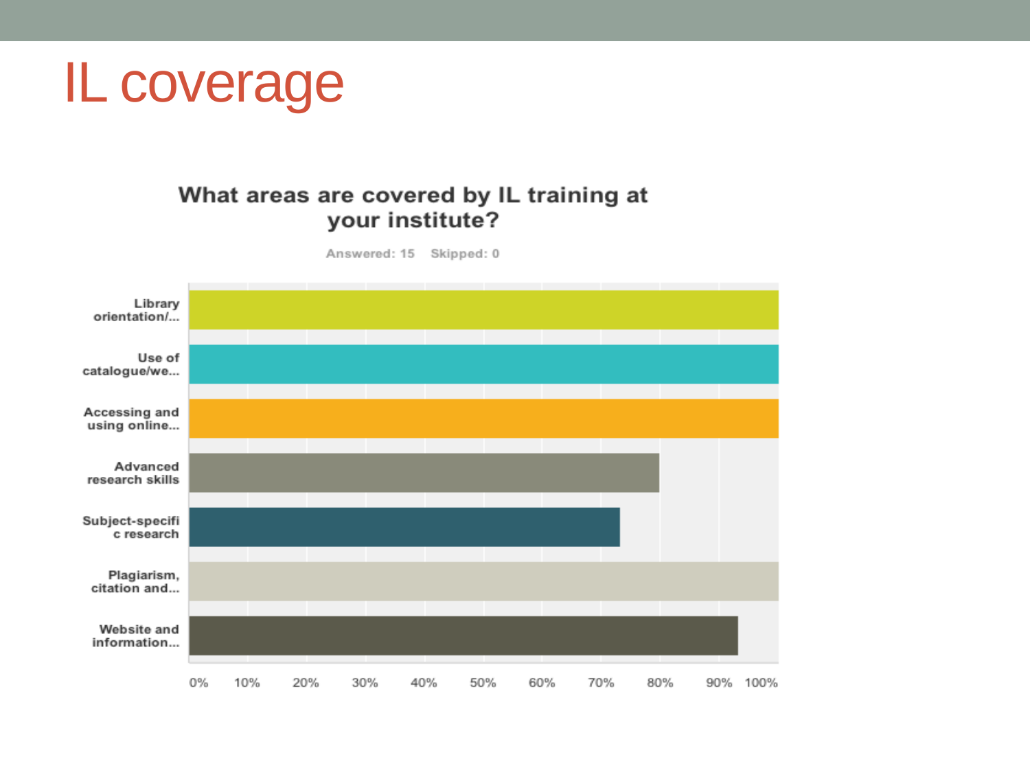# IL coverage

**What areas are covered by IL training at your institute?**

Answered: 15 Skipped: 0

Library orientation/...

Use of catalogue/we...

Accessing and using online...

Advanced research skills

Subject-specific research

Plagiarism, citation and...

Website and information...

0% 10% 20% 30% 40% 50% 60% 70% 80% 90% 100%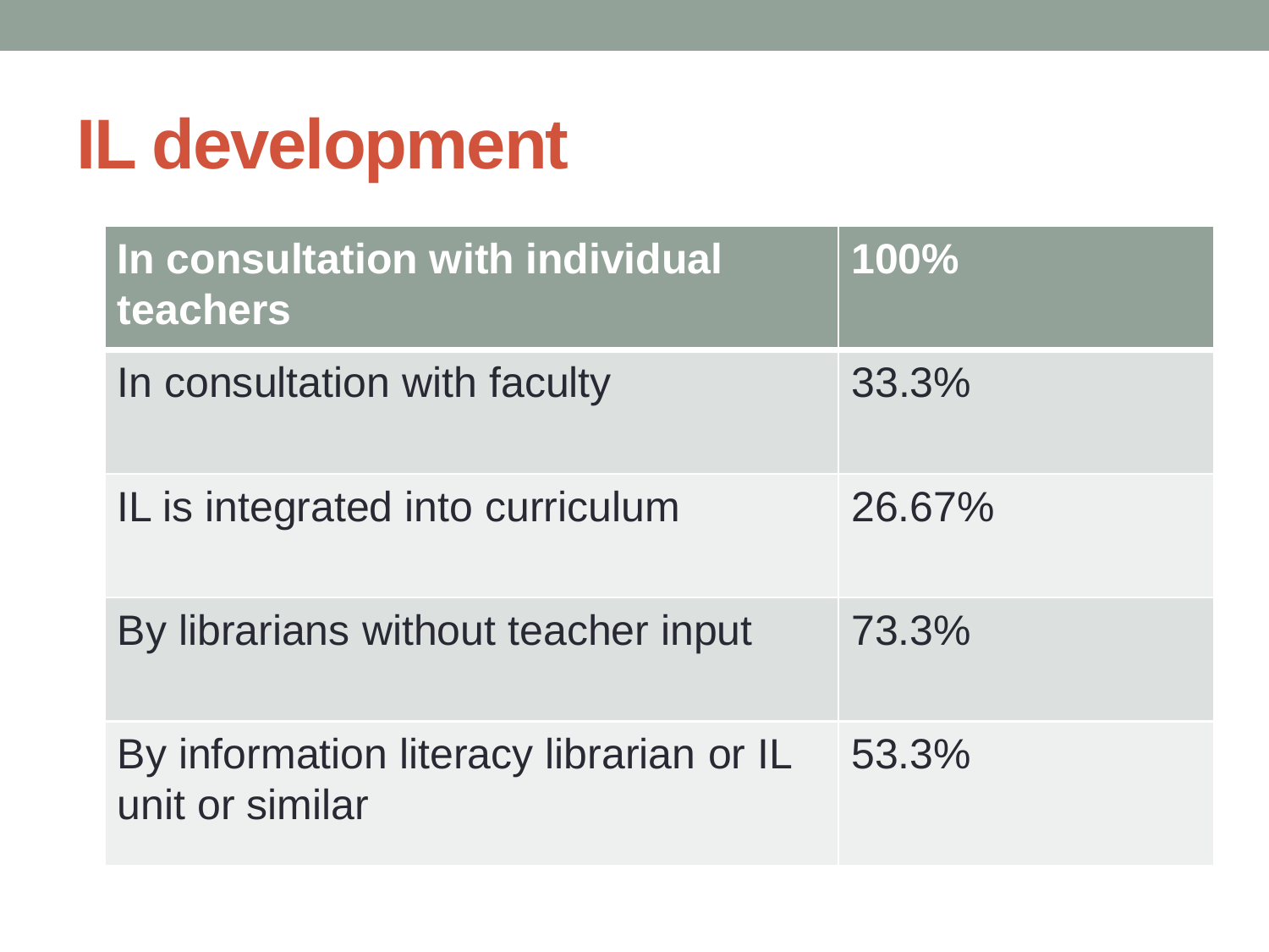# IL development

| In consultation with individual teachers | 100% |
|---|---|
| In consultation with faculty | 33.3% |
| IL is integrated into curriculum | 26.67% |
| By librarians without teacher input | 73.3% |
| By information literacy librarian or IL unit or similar | 53.3% |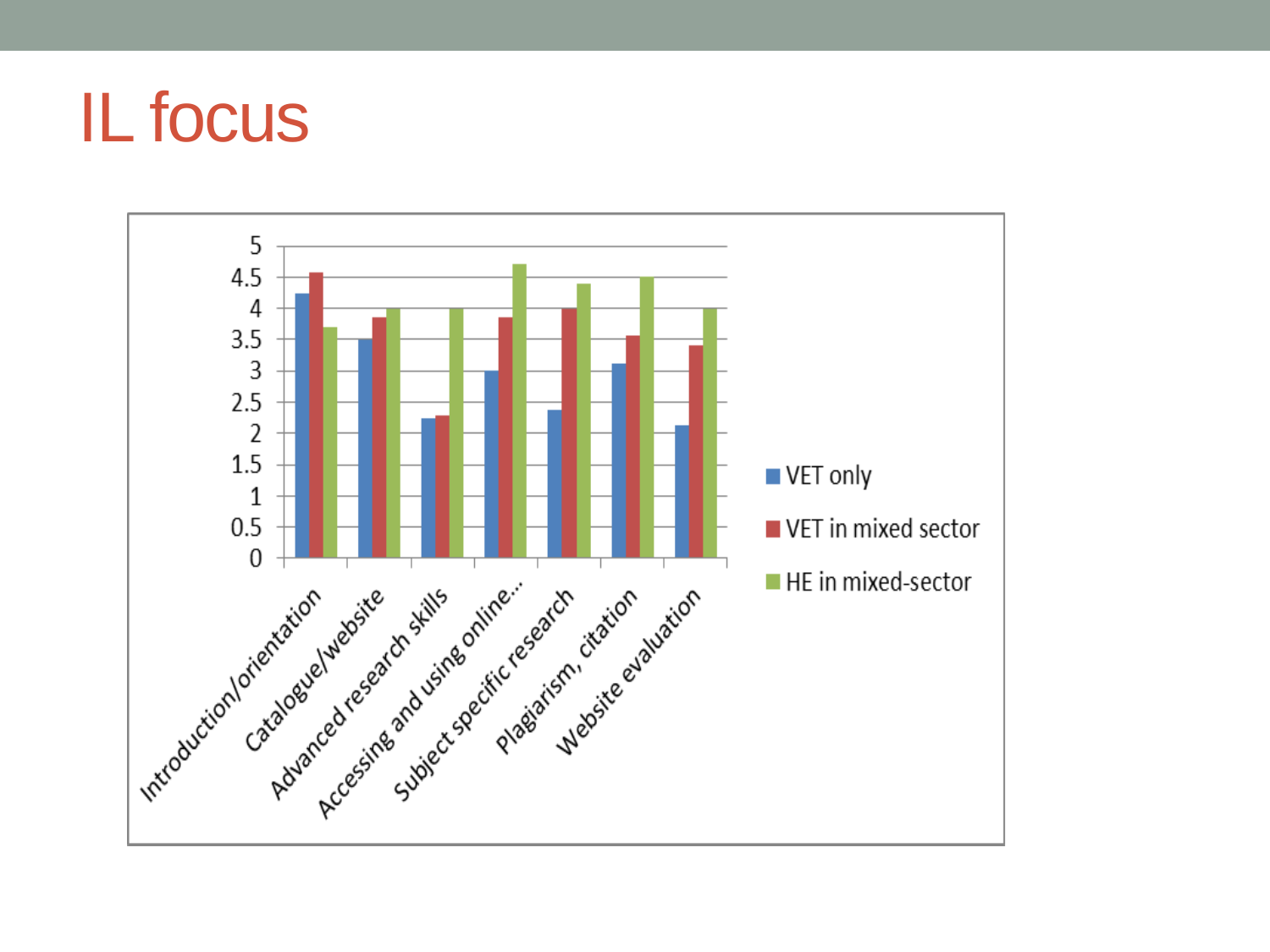# IL focus

5
4.5
4
3.5
3
2.5
2
1.5
1
0.5
0

Introduction/orientation
Catalogue/website
Advanced research skills
Accessing and using online...
Subject specific research
Plagiarism, citation
Website evaluation

- VET only
- VET in mixed sector
- HE in mixed-sector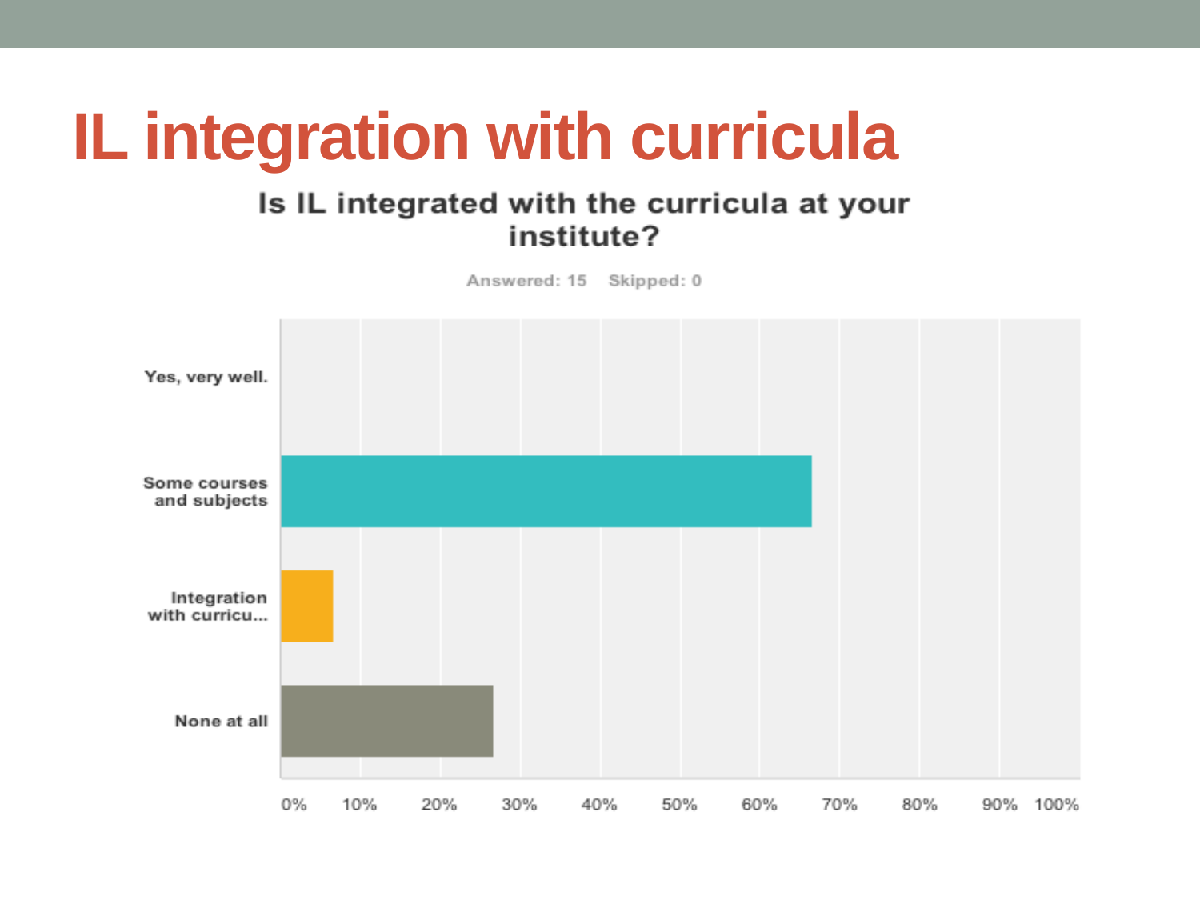# IL integration with curricula

**Is IL integrated with the curricula at your institute?**

Answered: 15 Skipped: 0

| Answer | Percentage |
| --- | --- |
| Yes, very well. | 0% |
| Some courses and subjects | ~67% |
| Integration with curricu... | ~7% |
| None at all | ~27% |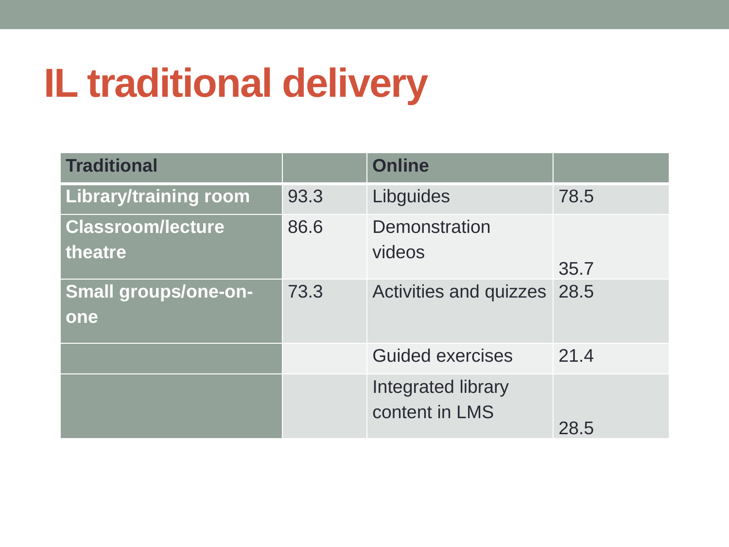# IL traditional delivery

| Traditional | | Online | |
|---|---|---|---|
| **Library/training room** | 93.3 | Libguides | 78.5 |
| **Classroom/lecture theatre** | 86.6 | Demonstration videos | 35.7 |
| **Small groups/one-on-one** | 73.3 | Activities and quizzes | 28.5 |
| | | Guided exercises | 21.4 |
| | | Integrated library content in LMS | 28.5 |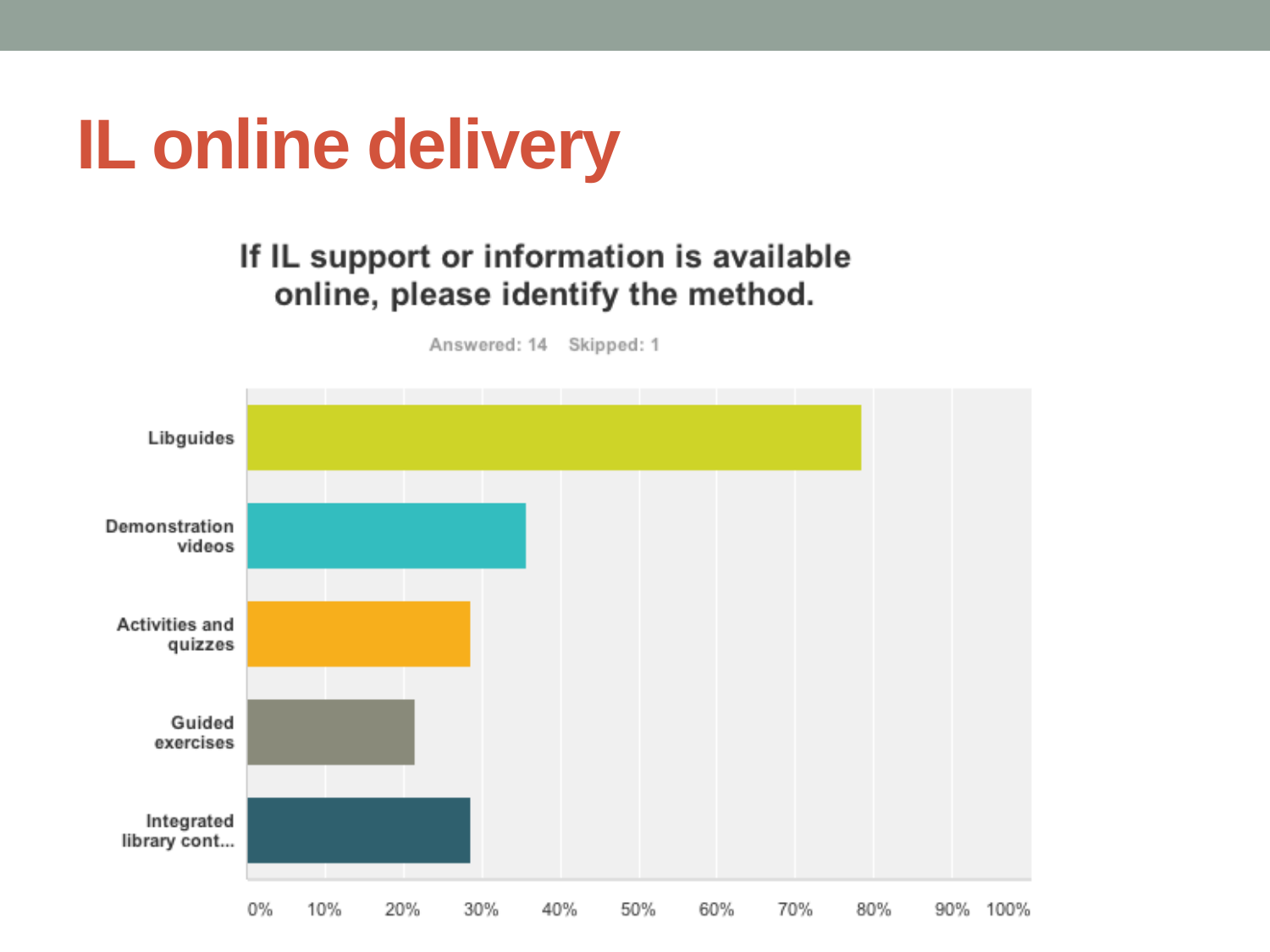# IL online delivery

**If IL support or information is available online, please identify the method.**

Answered: 14 Skipped: 1

Libguides

Demonstration videos

Activities and quizzes

Guided exercises

Integrated library cont...

0% 10% 20% 30% 40% 50% 60% 70% 80% 90% 100%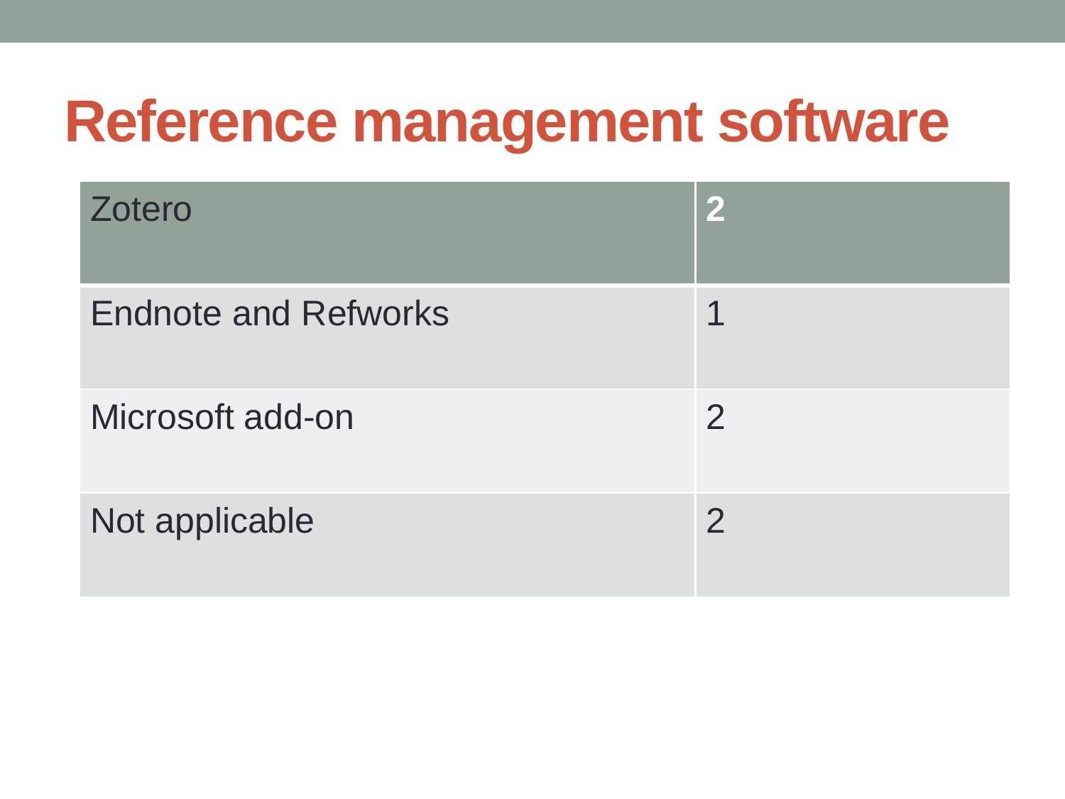# Reference management software

| Zotero | 2 |
|---|---|
| Endnote and Refworks | 1 |
| Microsoft add-on | 2 |
| Not applicable | 2 |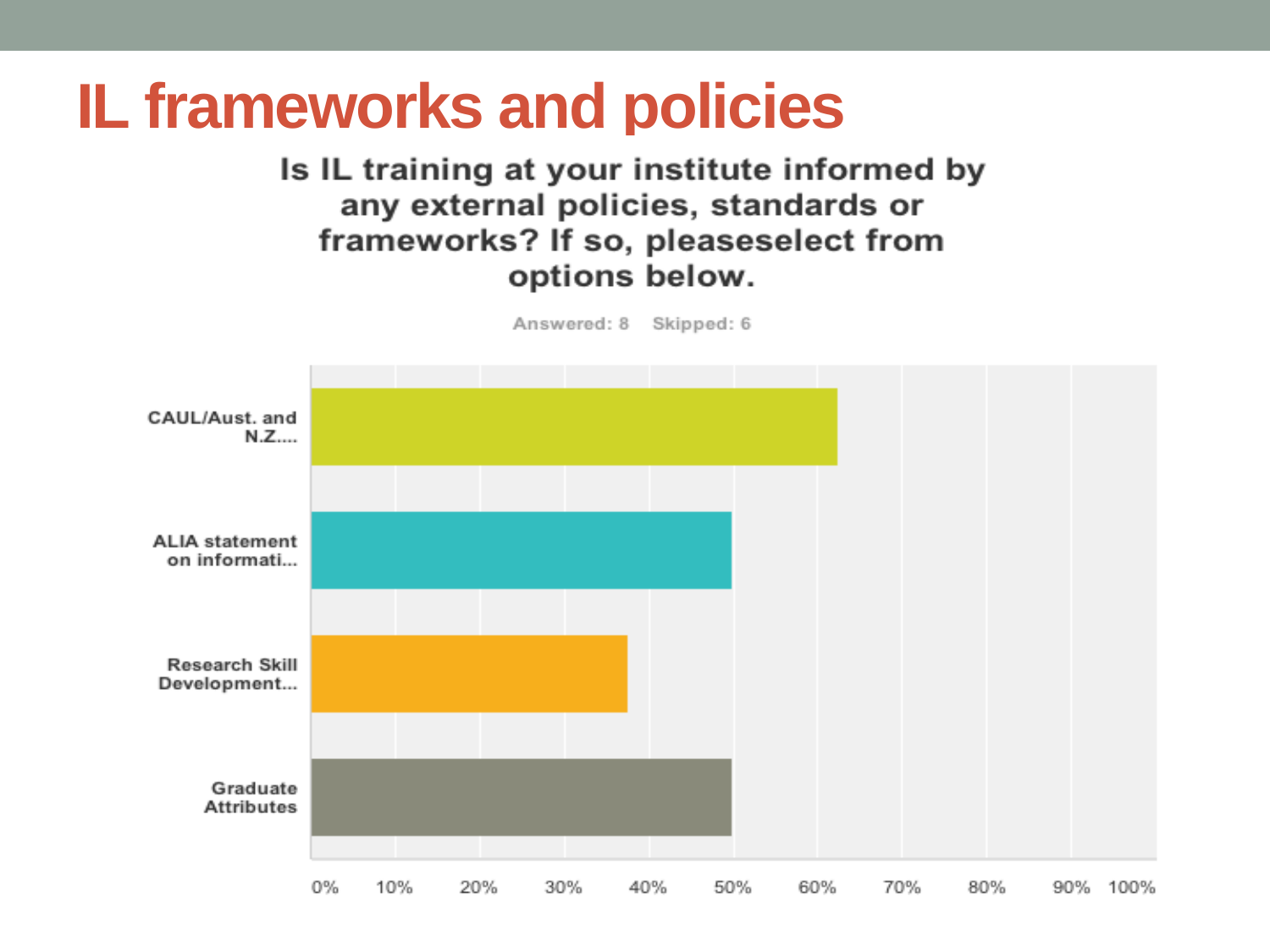# IL frameworks and policies

**Is IL training at your institute informed by any external policies, standards or frameworks? If so, pleaseselect from options below.**

Answered: 8 Skipped: 6

| Option | Response |
| --- | --- |
| CAUL/Aust. and N.Z.... | 62.5% |
| ALIA statement on informati... | 50% |
| Research Skill Development... | 37.5% |
| Graduate Attributes | 50% |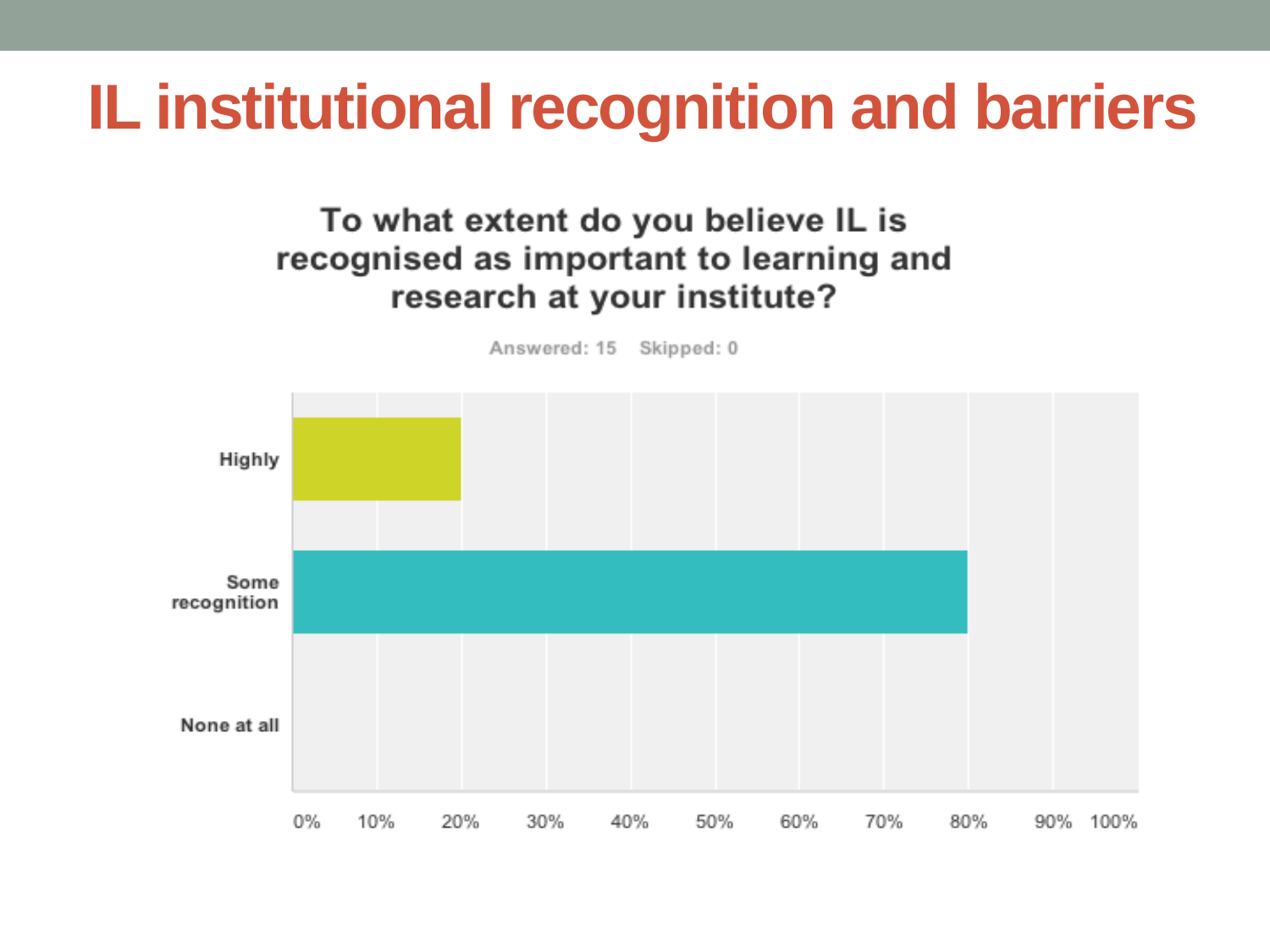# IL institutional recognition and barriers

**To what extent do you believe IL is recognised as important to learning and research at your institute?**

Answered: 15 Skipped: 0

| Answer | Percentage |
|---|---|
| Highly | 20% |
| Some recognition | 80% |
| None at all | 0% |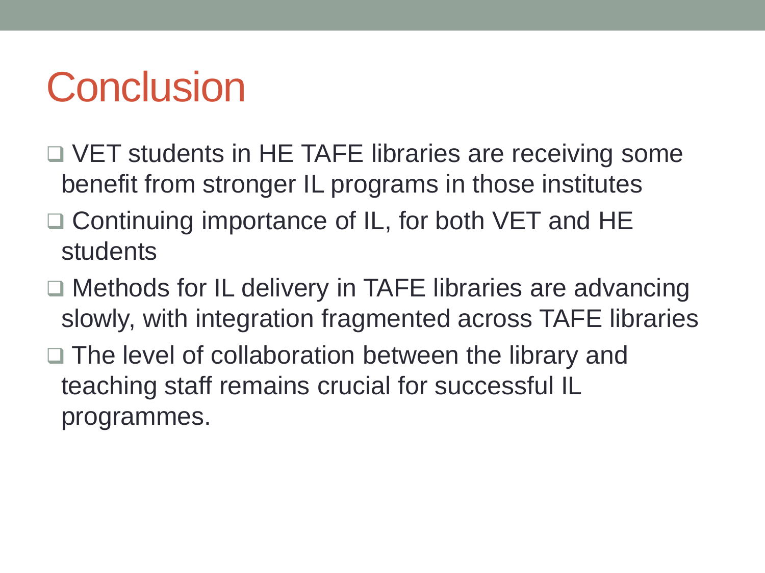# Conclusion

- VET students in HE TAFE libraries are receiving some benefit from stronger IL programs in those institutes
- Continuing importance of IL, for both VET and HE students
- Methods for IL delivery in TAFE libraries are advancing slowly, with integration fragmented across TAFE libraries
- The level of collaboration between the library and teaching staff remains crucial for successful IL programmes.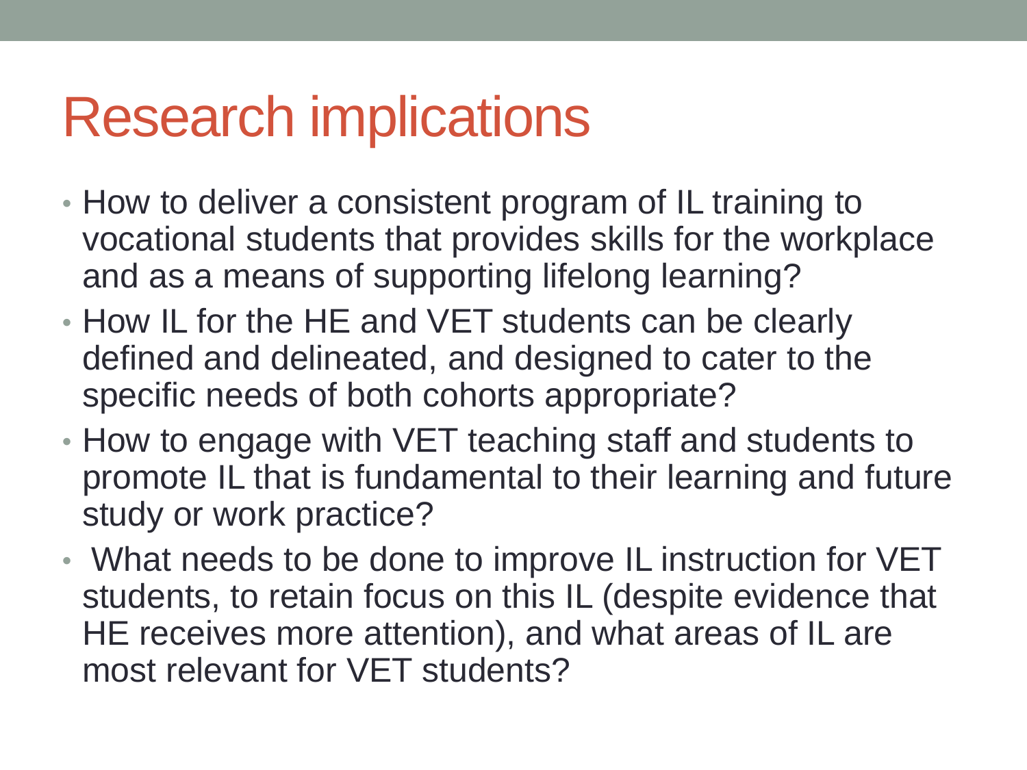# Research implications

- How to deliver a consistent program of IL training to vocational students that provides skills for the workplace and as a means of supporting lifelong learning?
- How IL for the HE and VET students can be clearly defined and delineated, and designed to cater to the specific needs of both cohorts appropriate?
- How to engage with VET teaching staff and students to promote IL that is fundamental to their learning and future study or work practice?
- What needs to be done to improve IL instruction for VET students, to retain focus on this IL (despite evidence that HE receives more attention), and what areas of IL are most relevant for VET students?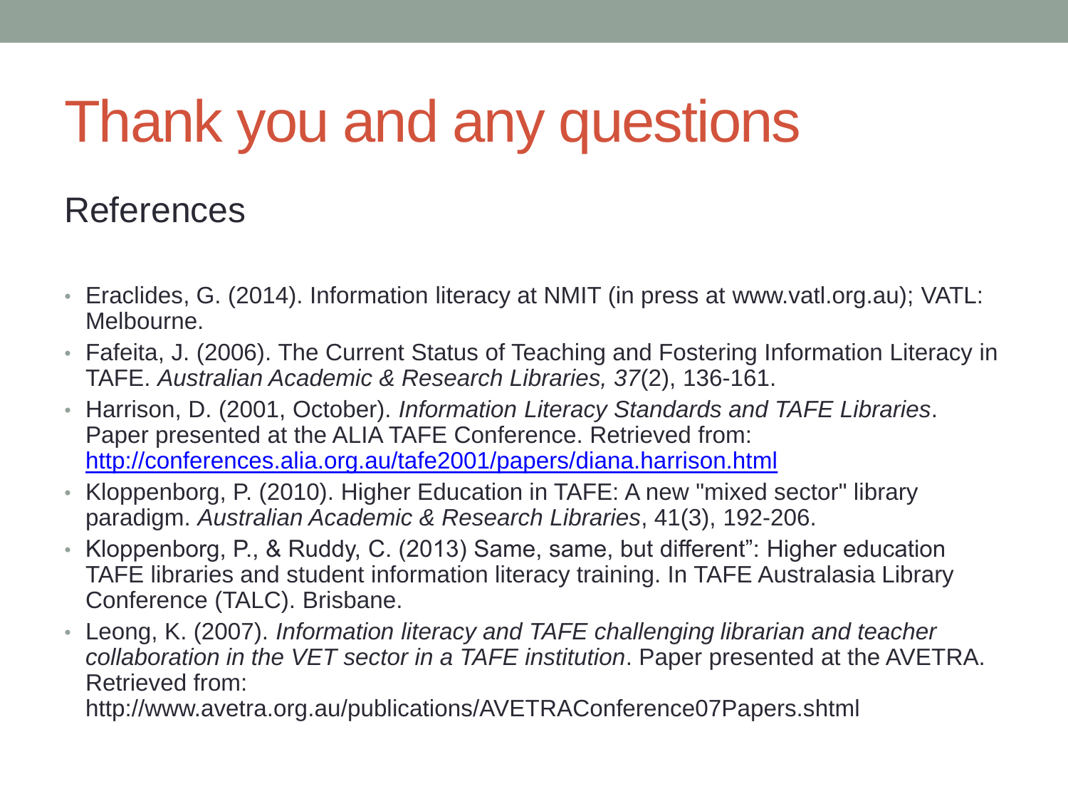# Thank you and any questions

## References

- Eraclides, G. (2014). Information literacy at NMIT (in press at www.vatl.org.au); VATL: Melbourne.
- Fafeita, J. (2006). The Current Status of Teaching and Fostering Information Literacy in TAFE. *Australian Academic & Research Libraries, 37*(2), 136-161.
- Harrison, D. (2001, October). *Information Literacy Standards and TAFE Libraries*. Paper presented at the ALIA TAFE Conference. Retrieved from: http://conferences.alia.org.au/tafe2001/papers/diana.harrison.html
- Kloppenborg, P. (2010). Higher Education in TAFE: A new "mixed sector" library paradigm. *Australian Academic & Research Libraries*, 41(3), 192-206.
- Kloppenborg, P., & Ruddy, C. (2013) Same, same, but different": Higher education TAFE libraries and student information literacy training. In TAFE Australasia Library Conference (TALC). Brisbane.
- Leong, K. (2007). *Information literacy and TAFE challenging librarian and teacher collaboration in the VET sector in a TAFE institution*. Paper presented at the AVETRA. Retrieved from: http://www.avetra.org.au/publications/AVETRAConference07Papers.shtml